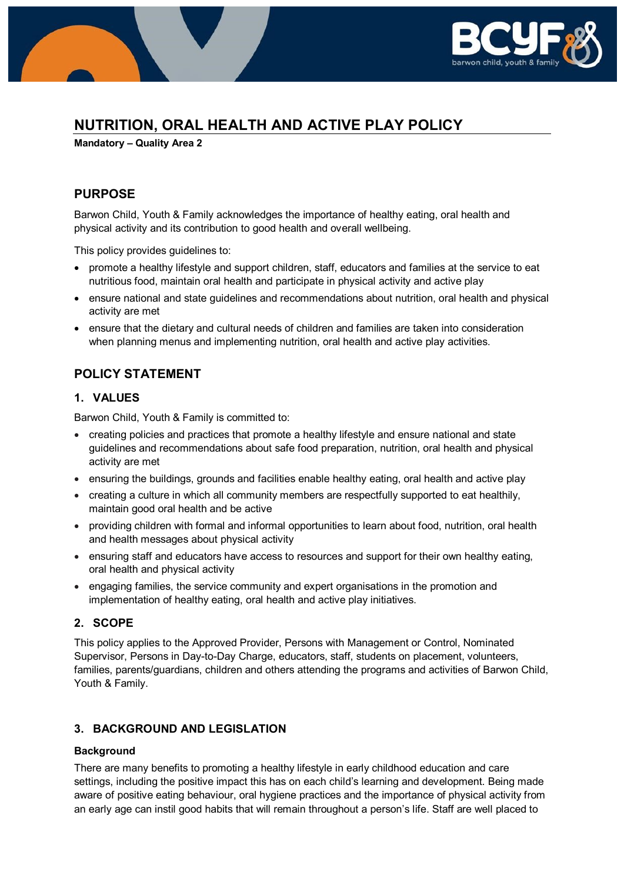# NUTRITION, ORAL HEALTH AND ACTIVE PLAY POLICY

**Mandatory – Quality Area 2**

## PURPOSE

Barwon Child, Youth & Family acknowledges the importance of healthy eating, oral health and physical activity and its contribution to good health and overall wellbeing.

This policy provides guidelines to:

- promote a healthy lifestyle and support children, staff, educators and families at the service to eat nutritious food, maintain oral health and participate in physical activity and active play
- ensure national and state guidelines and recommendations about nutrition, oral health and physical activity are met
- ensure that the dietary and cultural needs of children and families are taken into consideration when planning menus and implementing nutrition, oral health and active play activities.

## POLICY STATEMENT

### 1. VALUES

Barwon Child, Youth & Family is committed to:

- creating policies and practices that promote a healthy lifestyle and ensure national and state guidelines and recommendations about safe food preparation, nutrition, oral health and physical activity are met
- ensuring the buildings, grounds and facilities enable healthy eating, oral health and active play
- creating a culture in which all community members are respectfully supported to eat healthily, maintain good oral health and be active
- providing children with formal and informal opportunities to learn about food, nutrition, oral health and health messages about physical activity
- ensuring staff and educators have access to resources and support for their own healthy eating, oral health and physical activity
- engaging families, the service community and expert organisations in the promotion and implementation of healthy eating, oral health and active play initiatives.

### 2. SCOPE

This policy applies to the Approved Provider, Persons with Management or Control, Nominated Supervisor, Persons in Day-to-Day Charge, educators, staff, students on placement, volunteers, families, parents/guardians, children and others attending the programs and activities of Barwon Child, Youth & Family.

### 3. BACKGROUND AND LEGISLATION

**Background**

There are many benefits to promoting a healthy lifestyle in early childhood education and care settings, including the positive impact this has on each child's learning and development. Being made aware of positive eating behaviour, oral hygiene practices and the importance of physical activity from an early age can instil good habits that will remain throughout a person's life. Staff are well placed to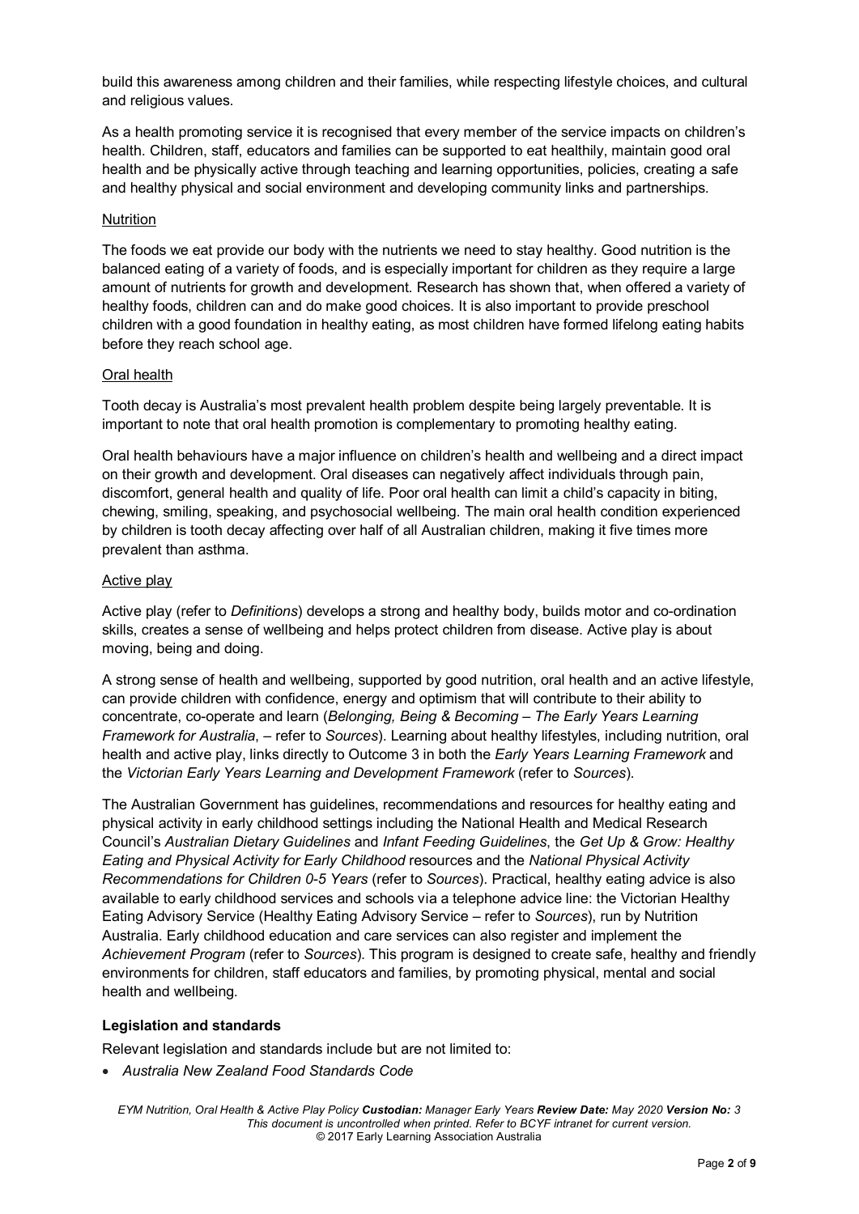build this awareness among children and their families, while respecting lifestyle choices, and cultural and religious values.

As a health promoting service it is recognised that every member of the service impacts on children's health. Children, staff, educators and families can be supported to eat healthily, maintain good oral health and be physically active through teaching and learning opportunities, policies, creating a safe and healthy physical and social environment and developing community links and partnerships.

<u>Nutrition</u>

The foods we eat provide our body with the nutrients we need to stay healthy. Good nutrition is the balanced eating of a variety of foods, and is especially important for children as they require a large amount of nutrients for growth and development. Research has shown that, when offered a variety of healthy foods, children can and do make good choices. It is also important to provide preschool children with a good foundation in healthy eating, as most children have formed lifelong eating habits before they reach school age.

<u>Oral health</u>

Tooth decay is Australia's most prevalent health problem despite being largely preventable. It is important to note that oral health promotion is complementary to promoting healthy eating.

Oral health behaviours have a major influence on children's health and wellbeing and a direct impact on their growth and development. Oral diseases can negatively affect individuals through pain, discomfort, general health and quality of life. Poor oral health can limit a child's capacity in biting, chewing, smiling, speaking, and psychosocial wellbeing. The main oral health condition experienced by children is tooth decay affecting over half of all Australian children, making it five times more prevalent than asthma.

<u>Active play</u>

Active play (refer to *Definitions*) develops a strong and healthy body, builds motor and co-ordination skills, creates a sense of wellbeing and helps protect children from disease. Active play is about moving, being and doing.

A strong sense of health and wellbeing, supported by good nutrition, oral health and an active lifestyle, can provide children with confidence, energy and optimism that will contribute to their ability to concentrate, co-operate and learn (*Belonging, Being & Becoming – The Early Years Learning Framework for Australia*, – refer to *Sources*). Learning about healthy lifestyles, including nutrition, oral health and active play, links directly to Outcome 3 in both the *Early Years Learning Framework* and the *Victorian Early Years Learning and Development Framework* (refer to *Sources*).

The Australian Government has guidelines, recommendations and resources for healthy eating and physical activity in early childhood settings including the National Health and Medical Research Council's *Australian Dietary Guidelines* and *Infant Feeding Guidelines*, the *Get Up & Grow: Healthy Eating and Physical Activity for Early Childhood* resources and the *National Physical Activity Recommendations for Children 0-5 Years* (refer to *Sources*). Practical, healthy eating advice is also available to early childhood services and schools via a telephone advice line: the Victorian Healthy Eating Advisory Service (Healthy Eating Advisory Service – refer to *Sources*), run by Nutrition Australia. Early childhood education and care services can also register and implement the *Achievement Program* (refer to *Sources*). This program is designed to create safe, healthy and friendly environments for children, staff educators and families, by promoting physical, mental and social health and wellbeing.

**Legislation and standards**

Relevant legislation and standards include but are not limited to:

- *Australia New Zealand Food Standards Code*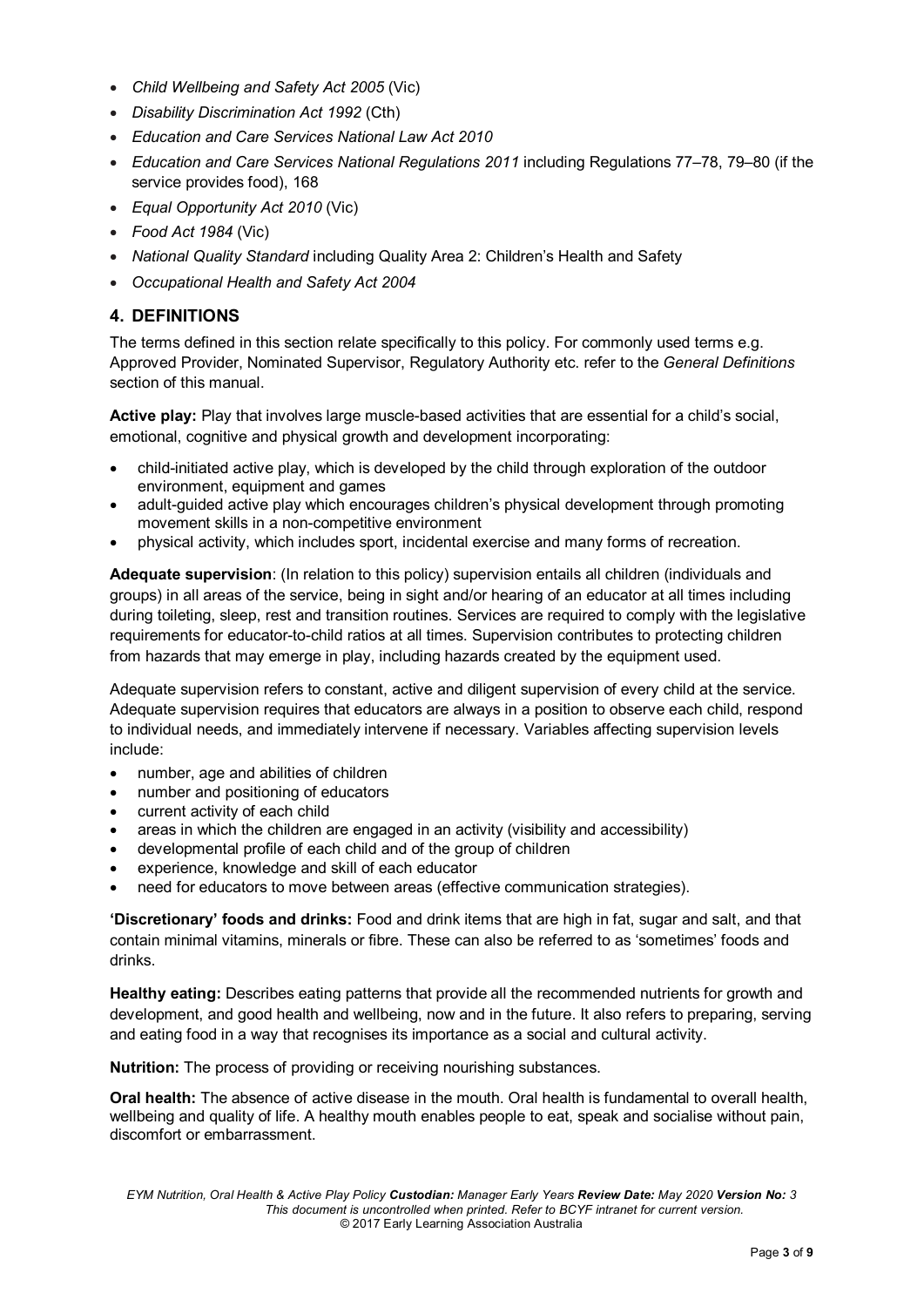- *Child Wellbeing and Safety Act 2005* (Vic)
- *Disability Discrimination Act 1992* (Cth)
- *Education and Care Services National Law Act 2010*
- *Education and Care Services National Regulations 2011* including Regulations 77–78, 79–80 (if the service provides food), 168
- *Equal Opportunity Act 2010* (Vic)
- *Food Act 1984* (Vic)
- *National Quality Standard* including Quality Area 2: Children's Health and Safety
- *Occupational Health and Safety Act 2004*

## 4. DEFINITIONS

The terms defined in this section relate specifically to this policy. For commonly used terms e.g. Approved Provider, Nominated Supervisor, Regulatory Authority etc. refer to the *General Definitions* section of this manual.

**Active play:** Play that involves large muscle-based activities that are essential for a child's social, emotional, cognitive and physical growth and development incorporating:

- child-initiated active play, which is developed by the child through exploration of the outdoor environment, equipment and games
- adult-guided active play which encourages children's physical development through promoting movement skills in a non-competitive environment
- physical activity, which includes sport, incidental exercise and many forms of recreation.

**Adequate supervision**: (In relation to this policy) supervision entails all children (individuals and groups) in all areas of the service, being in sight and/or hearing of an educator at all times including during toileting, sleep, rest and transition routines. Services are required to comply with the legislative requirements for educator-to-child ratios at all times. Supervision contributes to protecting children from hazards that may emerge in play, including hazards created by the equipment used.

Adequate supervision refers to constant, active and diligent supervision of every child at the service. Adequate supervision requires that educators are always in a position to observe each child, respond to individual needs, and immediately intervene if necessary. Variables affecting supervision levels include:

- number, age and abilities of children
- number and positioning of educators
- current activity of each child
- areas in which the children are engaged in an activity (visibility and accessibility)
- developmental profile of each child and of the group of children
- experience, knowledge and skill of each educator
- need for educators to move between areas (effective communication strategies).

**'Discretionary' foods and drinks:** Food and drink items that are high in fat, sugar and salt, and that contain minimal vitamins, minerals or fibre. These can also be referred to as 'sometimes' foods and drinks.

**Healthy eating:** Describes eating patterns that provide all the recommended nutrients for growth and development, and good health and wellbeing, now and in the future. It also refers to preparing, serving and eating food in a way that recognises its importance as a social and cultural activity.

**Nutrition:** The process of providing or receiving nourishing substances.

**Oral health:** The absence of active disease in the mouth. Oral health is fundamental to overall health, wellbeing and quality of life. A healthy mouth enables people to eat, speak and socialise without pain, discomfort or embarrassment.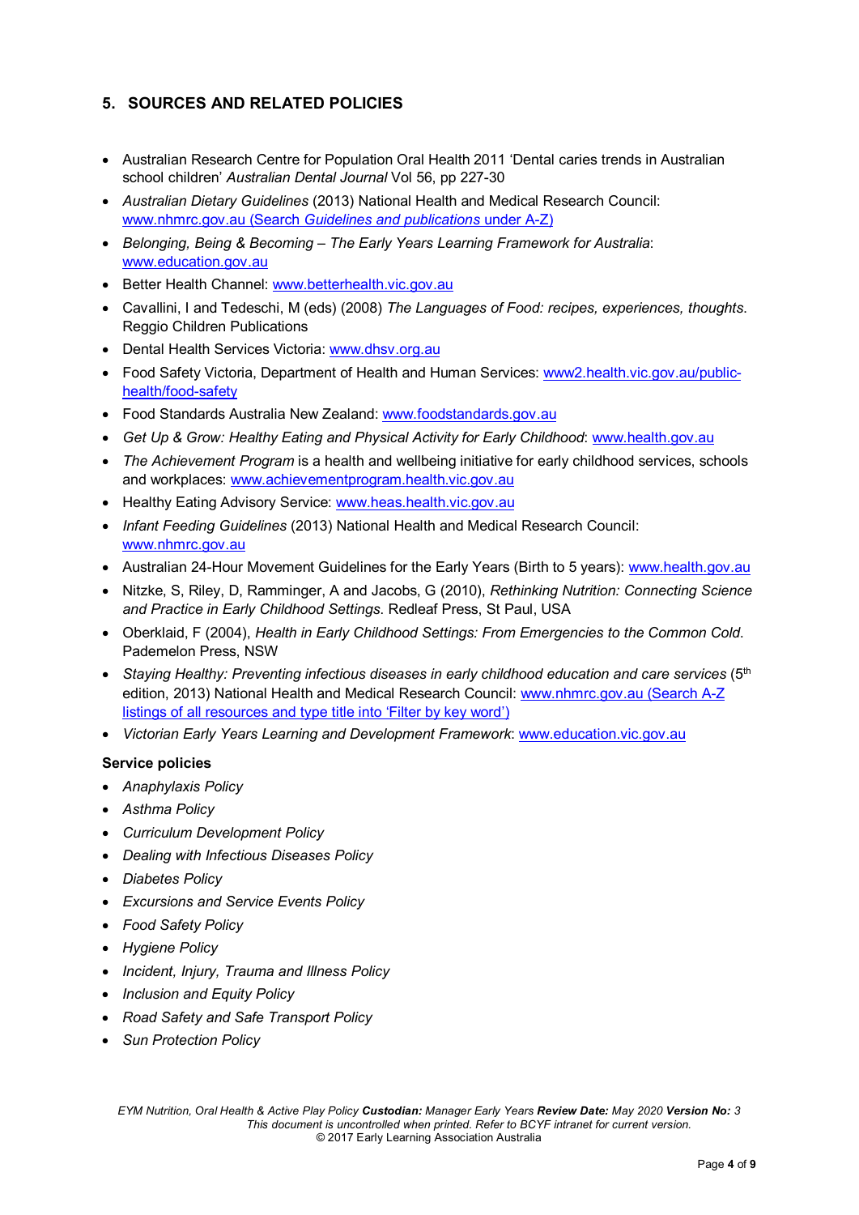## 5. SOURCES AND RELATED POLICIES

- Australian Research Centre for Population Oral Health 2011 'Dental caries trends in Australian school children' *Australian Dental Journal* Vol 56, pp 227-30
- *Australian Dietary Guidelines* (2013) National Health and Medical Research Council: www.nhmrc.gov.au (Search *Guidelines and publications* under A-Z)
- *Belonging, Being & Becoming – The Early Years Learning Framework for Australia*: www.education.gov.au
- Better Health Channel: www.betterhealth.vic.gov.au
- Cavallini, I and Tedeschi, M (eds) (2008) *The Languages of Food: recipes, experiences, thoughts*. Reggio Children Publications
- Dental Health Services Victoria: www.dhsv.org.au
- Food Safety Victoria, Department of Health and Human Services: www2.health.vic.gov.au/public-health/food-safety
- Food Standards Australia New Zealand: www.foodstandards.gov.au
- *Get Up & Grow: Healthy Eating and Physical Activity for Early Childhood*: www.health.gov.au
- *The Achievement Program* is a health and wellbeing initiative for early childhood services, schools and workplaces: www.achievementprogram.health.vic.gov.au
- Healthy Eating Advisory Service: www.heas.health.vic.gov.au
- *Infant Feeding Guidelines* (2013) National Health and Medical Research Council: www.nhmrc.gov.au
- Australian 24-Hour Movement Guidelines for the Early Years (Birth to 5 years): www.health.gov.au
- Nitzke, S, Riley, D, Ramminger, A and Jacobs, G (2010), *Rethinking Nutrition: Connecting Science and Practice in Early Childhood Settings*. Redleaf Press, St Paul, USA
- Oberklaid, F (2004), *Health in Early Childhood Settings: From Emergencies to the Common Cold*. Pademelon Press, NSW
- *Staying Healthy: Preventing infectious diseases in early childhood education and care services* (5th edition, 2013) National Health and Medical Research Council: www.nhmrc.gov.au (Search A-Z listings of all resources and type title into 'Filter by key word')
- *Victorian Early Years Learning and Development Framework*: www.education.vic.gov.au

**Service policies**

- *Anaphylaxis Policy*
- *Asthma Policy*
- *Curriculum Development Policy*
- *Dealing with Infectious Diseases Policy*
- *Diabetes Policy*
- *Excursions and Service Events Policy*
- *Food Safety Policy*
- *Hygiene Policy*
- *Incident, Injury, Trauma and Illness Policy*
- *Inclusion and Equity Policy*
- *Road Safety and Safe Transport Policy*
- *Sun Protection Policy*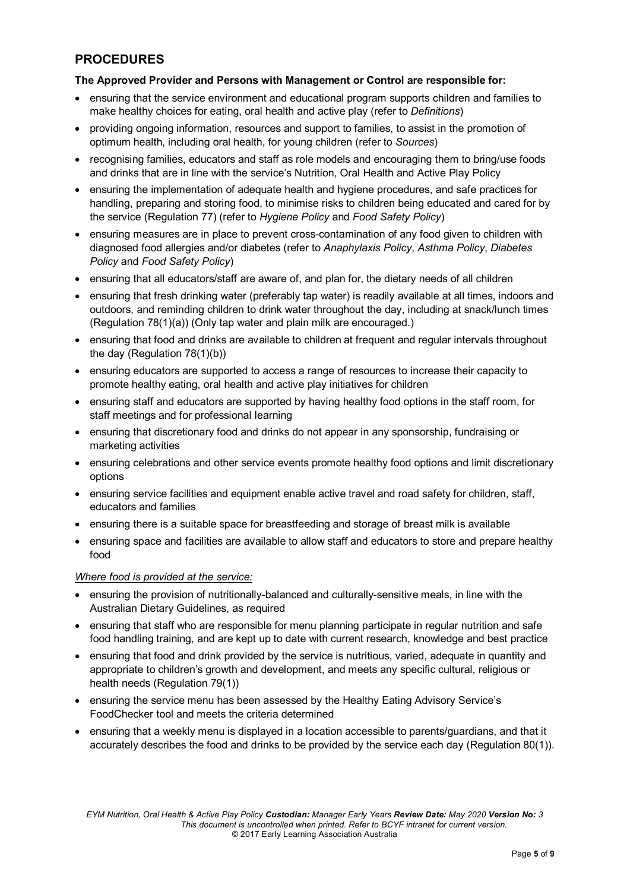## PROCEDURES

**The Approved Provider and Persons with Management or Control are responsible for:**

- ensuring that the service environment and educational program supports children and families to make healthy choices for eating, oral health and active play (refer to *Definitions*)
- providing ongoing information, resources and support to families, to assist in the promotion of optimum health, including oral health, for young children (refer to *Sources*)
- recognising families, educators and staff as role models and encouraging them to bring/use foods and drinks that are in line with the service's Nutrition, Oral Health and Active Play Policy
- ensuring the implementation of adequate health and hygiene procedures, and safe practices for handling, preparing and storing food, to minimise risks to children being educated and cared for by the service (Regulation 77) (refer to *Hygiene Policy* and *Food Safety Policy*)
- ensuring measures are in place to prevent cross-contamination of any food given to children with diagnosed food allergies and/or diabetes (refer to *Anaphylaxis Policy*, *Asthma Policy*, *Diabetes Policy* and *Food Safety Policy*)
- ensuring that all educators/staff are aware of, and plan for, the dietary needs of all children
- ensuring that fresh drinking water (preferably tap water) is readily available at all times, indoors and outdoors, and reminding children to drink water throughout the day, including at snack/lunch times (Regulation 78(1)(a)) (Only tap water and plain milk are encouraged.)
- ensuring that food and drinks are available to children at frequent and regular intervals throughout the day (Regulation 78(1)(b))
- ensuring educators are supported to access a range of resources to increase their capacity to promote healthy eating, oral health and active play initiatives for children
- ensuring staff and educators are supported by having healthy food options in the staff room, for staff meetings and for professional learning
- ensuring that discretionary food and drinks do not appear in any sponsorship, fundraising or marketing activities
- ensuring celebrations and other service events promote healthy food options and limit discretionary options
- ensuring service facilities and equipment enable active travel and road safety for children, staff, educators and families
- ensuring there is a suitable space for breastfeeding and storage of breast milk is available
- ensuring space and facilities are available to allow staff and educators to store and prepare healthy food

*Where food is provided at the service:*

- ensuring the provision of nutritionally-balanced and culturally-sensitive meals, in line with the Australian Dietary Guidelines, as required
- ensuring that staff who are responsible for menu planning participate in regular nutrition and safe food handling training, and are kept up to date with current research, knowledge and best practice
- ensuring that food and drink provided by the service is nutritious, varied, adequate in quantity and appropriate to children's growth and development, and meets any specific cultural, religious or health needs (Regulation 79(1))
- ensuring the service menu has been assessed by the Healthy Eating Advisory Service's FoodChecker tool and meets the criteria determined
- ensuring that a weekly menu is displayed in a location accessible to parents/guardians, and that it accurately describes the food and drinks to be provided by the service each day (Regulation 80(1)).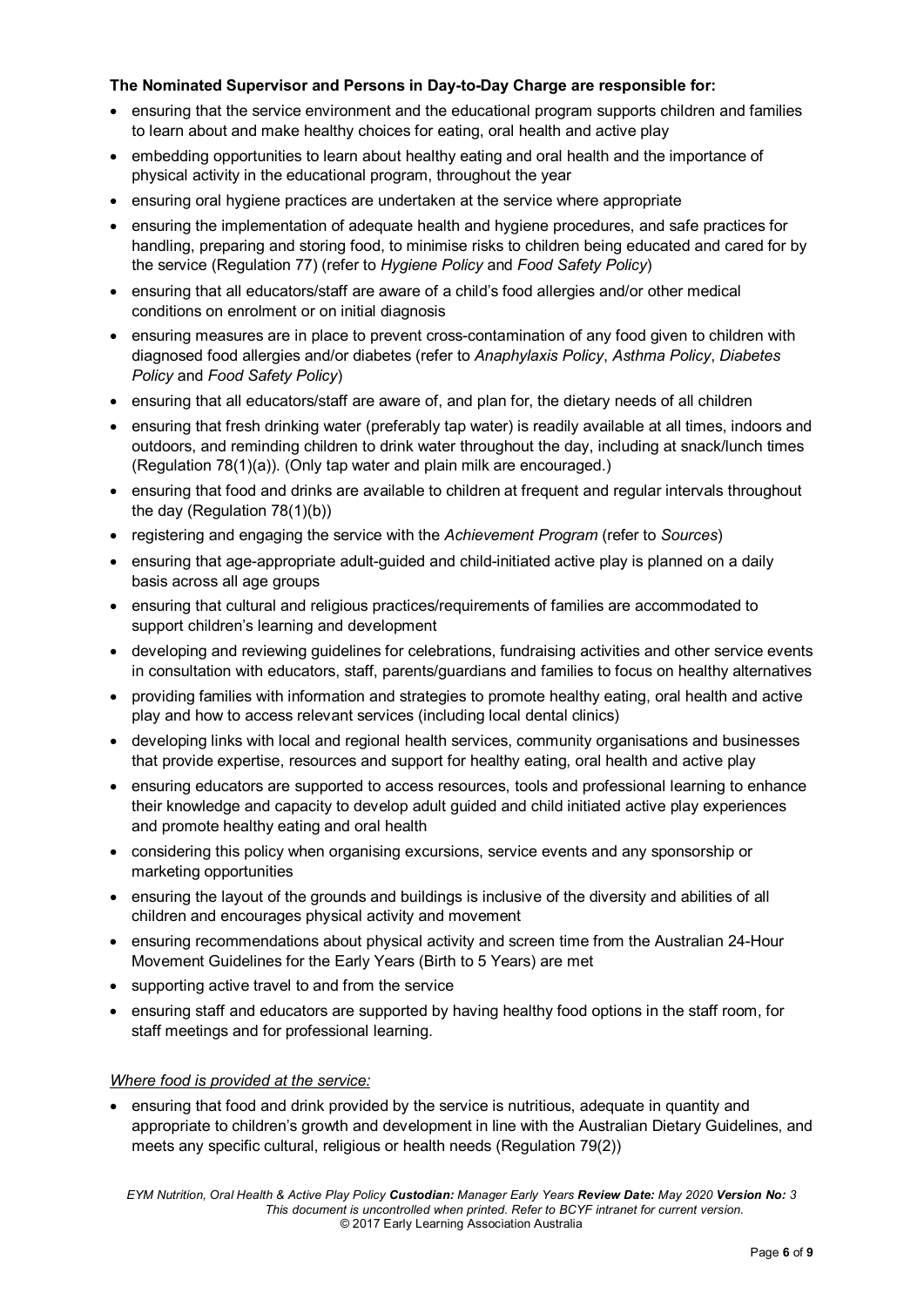**The Nominated Supervisor and Persons in Day-to-Day Charge are responsible for:**

- ensuring that the service environment and the educational program supports children and families to learn about and make healthy choices for eating, oral health and active play
- embedding opportunities to learn about healthy eating and oral health and the importance of physical activity in the educational program, throughout the year
- ensuring oral hygiene practices are undertaken at the service where appropriate
- ensuring the implementation of adequate health and hygiene procedures, and safe practices for handling, preparing and storing food, to minimise risks to children being educated and cared for by the service (Regulation 77) (refer to *Hygiene Policy* and *Food Safety Policy*)
- ensuring that all educators/staff are aware of a child's food allergies and/or other medical conditions on enrolment or on initial diagnosis
- ensuring measures are in place to prevent cross-contamination of any food given to children with diagnosed food allergies and/or diabetes (refer to *Anaphylaxis Policy*, *Asthma Policy*, *Diabetes Policy* and *Food Safety Policy*)
- ensuring that all educators/staff are aware of, and plan for, the dietary needs of all children
- ensuring that fresh drinking water (preferably tap water) is readily available at all times, indoors and outdoors, and reminding children to drink water throughout the day, including at snack/lunch times (Regulation 78(1)(a)). (Only tap water and plain milk are encouraged.)
- ensuring that food and drinks are available to children at frequent and regular intervals throughout the day (Regulation 78(1)(b))
- registering and engaging the service with the *Achievement Program* (refer to *Sources*)
- ensuring that age-appropriate adult-guided and child-initiated active play is planned on a daily basis across all age groups
- ensuring that cultural and religious practices/requirements of families are accommodated to support children's learning and development
- developing and reviewing guidelines for celebrations, fundraising activities and other service events in consultation with educators, staff, parents/guardians and families to focus on healthy alternatives
- providing families with information and strategies to promote healthy eating, oral health and active play and how to access relevant services (including local dental clinics)
- developing links with local and regional health services, community organisations and businesses that provide expertise, resources and support for healthy eating, oral health and active play
- ensuring educators are supported to access resources, tools and professional learning to enhance their knowledge and capacity to develop adult guided and child initiated active play experiences and promote healthy eating and oral health
- considering this policy when organising excursions, service events and any sponsorship or marketing opportunities
- ensuring the layout of the grounds and buildings is inclusive of the diversity and abilities of all children and encourages physical activity and movement
- ensuring recommendations about physical activity and screen time from the Australian 24-Hour Movement Guidelines for the Early Years (Birth to 5 Years) are met
- supporting active travel to and from the service
- ensuring staff and educators are supported by having healthy food options in the staff room, for staff meetings and for professional learning.

*Where food is provided at the service:*

- ensuring that food and drink provided by the service is nutritious, adequate in quantity and appropriate to children's growth and development in line with the Australian Dietary Guidelines, and meets any specific cultural, religious or health needs (Regulation 79(2))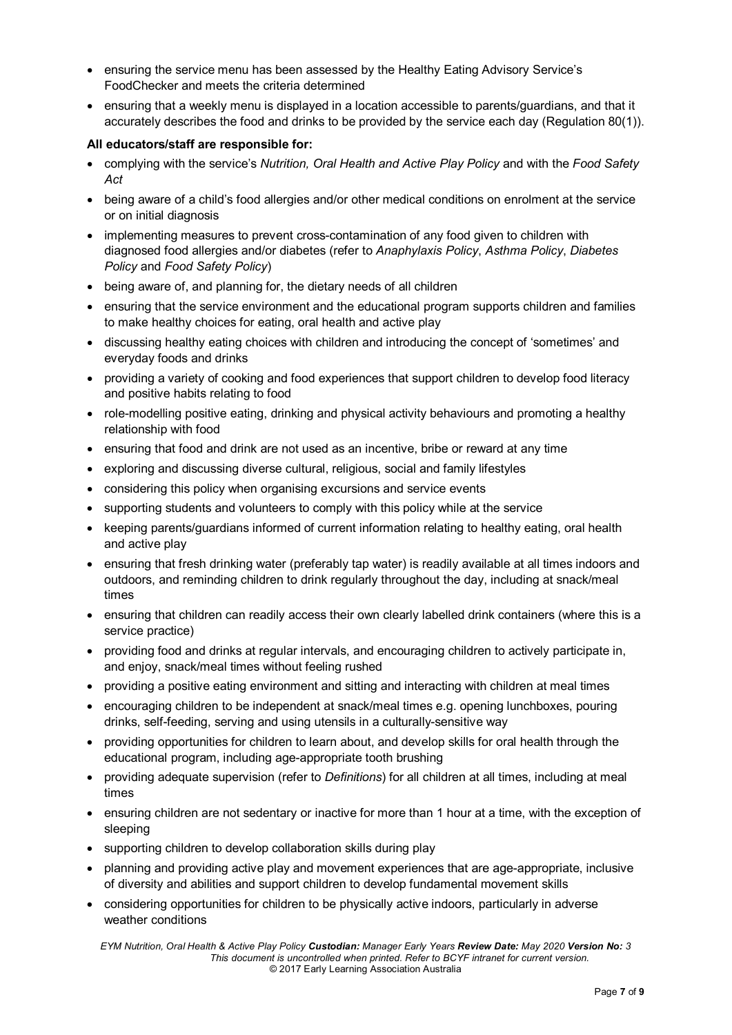- ensuring the service menu has been assessed by the Healthy Eating Advisory Service's FoodChecker and meets the criteria determined
- ensuring that a weekly menu is displayed in a location accessible to parents/guardians, and that it accurately describes the food and drinks to be provided by the service each day (Regulation 80(1)).

**All educators/staff are responsible for:**

- complying with the service's *Nutrition, Oral Health and Active Play Policy* and with the *Food Safety Act*
- being aware of a child's food allergies and/or other medical conditions on enrolment at the service or on initial diagnosis
- implementing measures to prevent cross-contamination of any food given to children with diagnosed food allergies and/or diabetes (refer to *Anaphylaxis Policy*, *Asthma Policy*, *Diabetes Policy* and *Food Safety Policy*)
- being aware of, and planning for, the dietary needs of all children
- ensuring that the service environment and the educational program supports children and families to make healthy choices for eating, oral health and active play
- discussing healthy eating choices with children and introducing the concept of 'sometimes' and everyday foods and drinks
- providing a variety of cooking and food experiences that support children to develop food literacy and positive habits relating to food
- role-modelling positive eating, drinking and physical activity behaviours and promoting a healthy relationship with food
- ensuring that food and drink are not used as an incentive, bribe or reward at any time
- exploring and discussing diverse cultural, religious, social and family lifestyles
- considering this policy when organising excursions and service events
- supporting students and volunteers to comply with this policy while at the service
- keeping parents/guardians informed of current information relating to healthy eating, oral health and active play
- ensuring that fresh drinking water (preferably tap water) is readily available at all times indoors and outdoors, and reminding children to drink regularly throughout the day, including at snack/meal times
- ensuring that children can readily access their own clearly labelled drink containers (where this is a service practice)
- providing food and drinks at regular intervals, and encouraging children to actively participate in, and enjoy, snack/meal times without feeling rushed
- providing a positive eating environment and sitting and interacting with children at meal times
- encouraging children to be independent at snack/meal times e.g. opening lunchboxes, pouring drinks, self-feeding, serving and using utensils in a culturally-sensitive way
- providing opportunities for children to learn about, and develop skills for oral health through the educational program, including age-appropriate tooth brushing
- providing adequate supervision (refer to *Definitions*) for all children at all times, including at meal times
- ensuring children are not sedentary or inactive for more than 1 hour at a time, with the exception of sleeping
- supporting children to develop collaboration skills during play
- planning and providing active play and movement experiences that are age-appropriate, inclusive of diversity and abilities and support children to develop fundamental movement skills
- considering opportunities for children to be physically active indoors, particularly in adverse weather conditions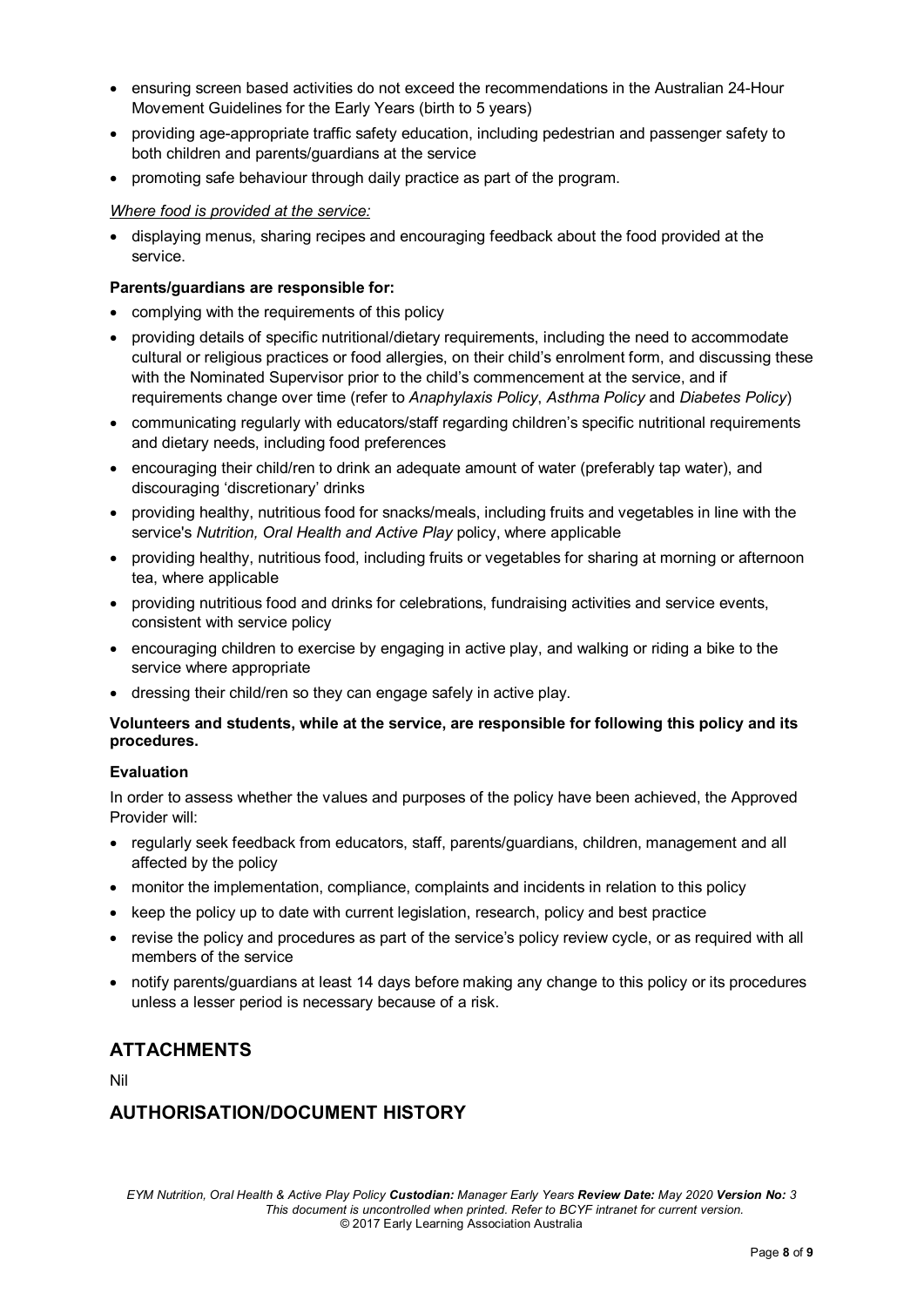- ensuring screen based activities do not exceed the recommendations in the Australian 24-Hour Movement Guidelines for the Early Years (birth to 5 years)
- providing age-appropriate traffic safety education, including pedestrian and passenger safety to both children and parents/guardians at the service
- promoting safe behaviour through daily practice as part of the program.

*Where food is provided at the service:*

- displaying menus, sharing recipes and encouraging feedback about the food provided at the service.

**Parents/guardians are responsible for:**

- complying with the requirements of this policy
- providing details of specific nutritional/dietary requirements, including the need to accommodate cultural or religious practices or food allergies, on their child's enrolment form, and discussing these with the Nominated Supervisor prior to the child's commencement at the service, and if requirements change over time (refer to *Anaphylaxis Policy*, *Asthma Policy* and *Diabetes Policy*)
- communicating regularly with educators/staff regarding children's specific nutritional requirements and dietary needs, including food preferences
- encouraging their child/ren to drink an adequate amount of water (preferably tap water), and discouraging 'discretionary' drinks
- providing healthy, nutritious food for snacks/meals, including fruits and vegetables in line with the service's *Nutrition, Oral Health and Active Play* policy, where applicable
- providing healthy, nutritious food, including fruits or vegetables for sharing at morning or afternoon tea, where applicable
- providing nutritious food and drinks for celebrations, fundraising activities and service events, consistent with service policy
- encouraging children to exercise by engaging in active play, and walking or riding a bike to the service where appropriate
- dressing their child/ren so they can engage safely in active play.

**Volunteers and students, while at the service, are responsible for following this policy and its procedures.**

**Evaluation**

In order to assess whether the values and purposes of the policy have been achieved, the Approved Provider will:

- regularly seek feedback from educators, staff, parents/guardians, children, management and all affected by the policy
- monitor the implementation, compliance, complaints and incidents in relation to this policy
- keep the policy up to date with current legislation, research, policy and best practice
- revise the policy and procedures as part of the service's policy review cycle, or as required with all members of the service
- notify parents/guardians at least 14 days before making any change to this policy or its procedures unless a lesser period is necessary because of a risk.

## ATTACHMENTS

Nil

## AUTHORISATION/DOCUMENT HISTORY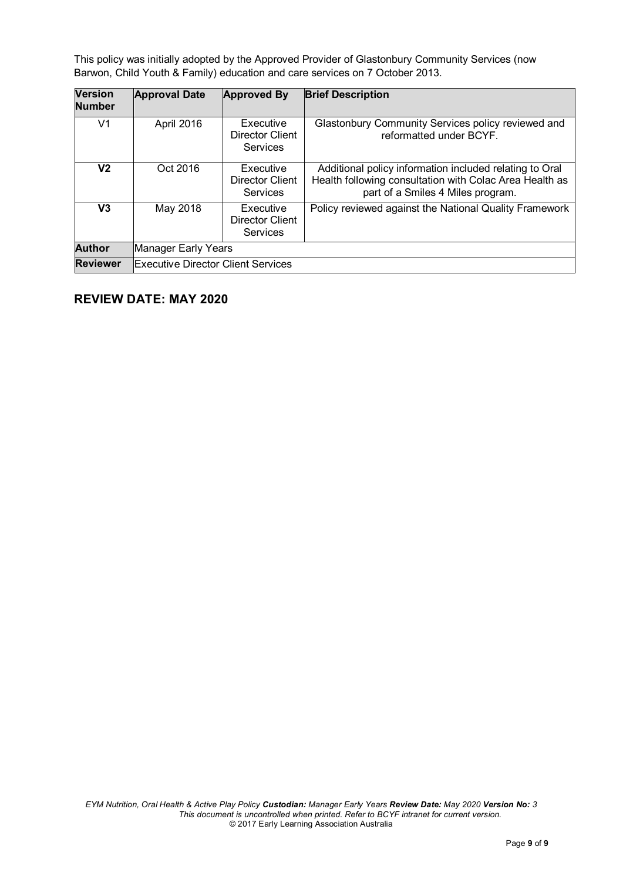This policy was initially adopted by the Approved Provider of Glastonbury Community Services (now Barwon, Child Youth & Family) education and care services on 7 October 2013.

| **Version Number** | **Approval Date** | **Approved By** | **Brief Description** |
|---|---|---|---|
| V1 | April 2016 | Executive Director Client Services | Glastonbury Community Services policy reviewed and reformatted under BCYF. |
| **V2** | Oct 2016 | Executive Director Client Services | Additional policy information included relating to Oral Health following consultation with Colac Area Health as part of a Smiles 4 Miles program. |
| **V3** | May 2018 | Executive Director Client Services | Policy reviewed against the National Quality Framework |
| **Author** | Manager Early Years | | |
| **Reviewer** | Executive Director Client Services | | |

## REVIEW DATE: MAY 2020